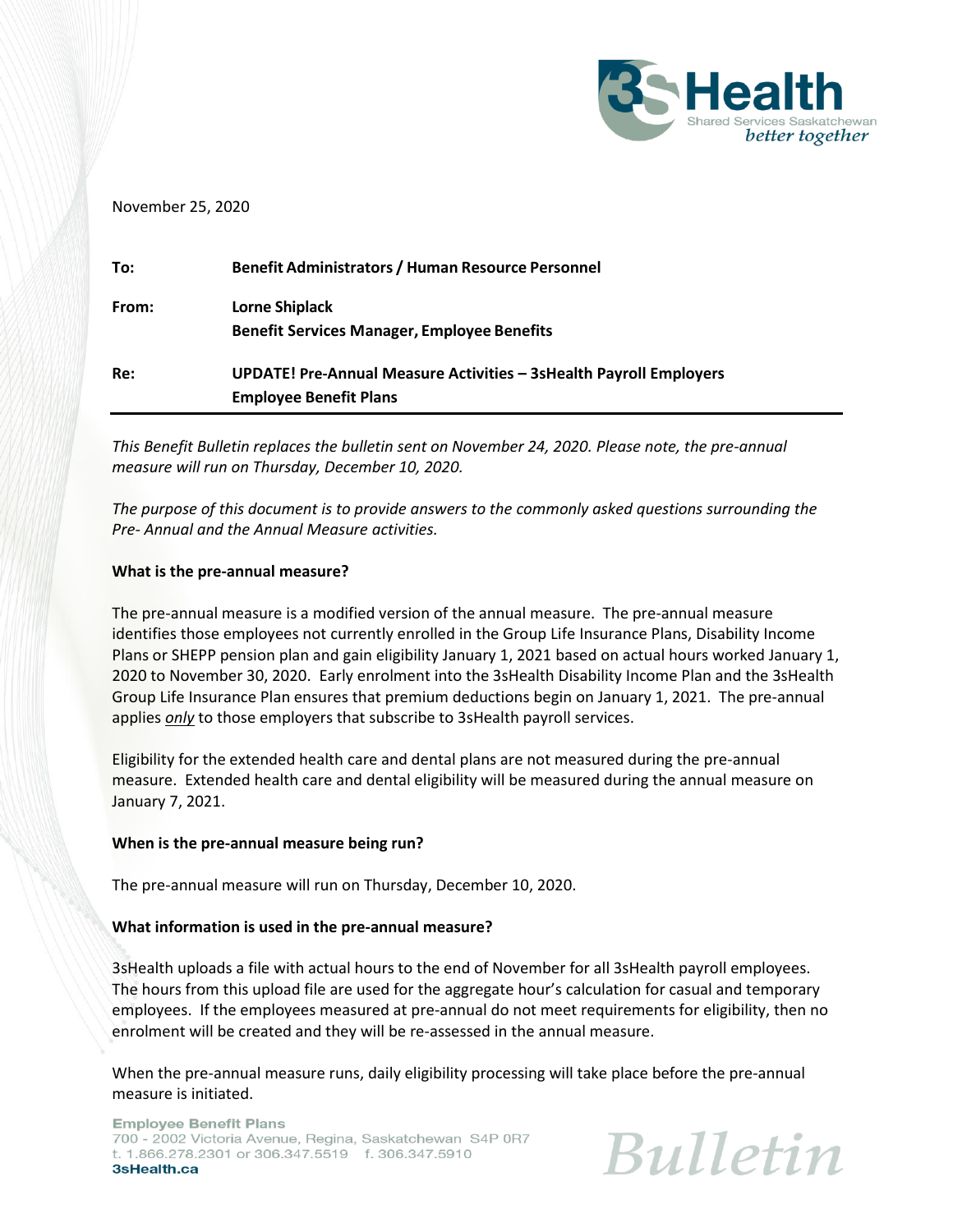November 25, 2020

| | |
|---|---|
| **To:** | **Benefit Administrators / Human Resource Personnel** |
| **From:** | **Lorne Shiplack**<br>**Benefit Services Manager, Employee Benefits** |
| **Re:** | **UPDATE! Pre-Annual Measure Activities – 3sHealth Payroll Employers Employee Benefit Plans** |

*This Benefit Bulletin replaces the bulletin sent on November 24, 2020. Please note, the pre-annual measure will run on Thursday, December 10, 2020.*

*The purpose of this document is to provide answers to the commonly asked questions surrounding the Pre- Annual and the Annual Measure activities.*

**What is the pre-annual measure?**

The pre-annual measure is a modified version of the annual measure. The pre-annual measure identifies those employees not currently enrolled in the Group Life Insurance Plans, Disability Income Plans or SHEPP pension plan and gain eligibility January 1, 2021 based on actual hours worked January 1, 2020 to November 30, 2020. Early enrolment into the 3sHealth Disability Income Plan and the 3sHealth Group Life Insurance Plan ensures that premium deductions begin on January 1, 2021. The pre-annual applies ***only*** to those employers that subscribe to 3sHealth payroll services.

Eligibility for the extended health care and dental plans are not measured during the pre-annual measure. Extended health care and dental eligibility will be measured during the annual measure on January 7, 2021.

**When is the pre-annual measure being run?**

The pre-annual measure will run on Thursday, December 10, 2020.

**What information is used in the pre-annual measure?**

3sHealth uploads a file with actual hours to the end of November for all 3sHealth payroll employees. The hours from this upload file are used for the aggregate hour's calculation for casual and temporary employees. If the employees measured at pre-annual do not meet requirements for eligibility, then no enrolment will be created and they will be re-assessed in the annual measure.

When the pre-annual measure runs, daily eligibility processing will take place before the pre-annual measure is initiated.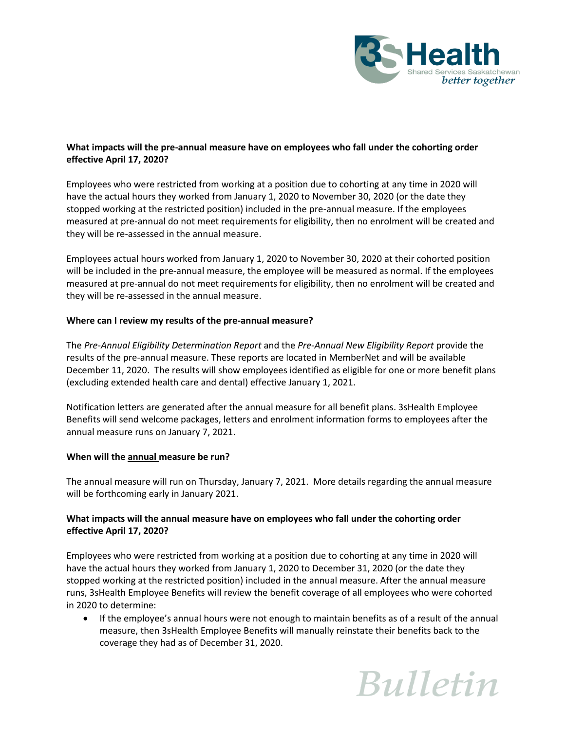**What impacts will the pre-annual measure have on employees who fall under the cohorting order effective April 17, 2020?**

Employees who were restricted from working at a position due to cohorting at any time in 2020 will have the actual hours they worked from January 1, 2020 to November 30, 2020 (or the date they stopped working at the restricted position) included in the pre-annual measure. If the employees measured at pre-annual do not meet requirements for eligibility, then no enrolment will be created and they will be re-assessed in the annual measure.

Employees actual hours worked from January 1, 2020 to November 30, 2020 at their cohorted position will be included in the pre-annual measure, the employee will be measured as normal. If the employees measured at pre-annual do not meet requirements for eligibility, then no enrolment will be created and they will be re-assessed in the annual measure.

**Where can I review my results of the pre-annual measure?**

The *Pre-Annual Eligibility Determination Report* and the *Pre-Annual New Eligibility Report* provide the results of the pre-annual measure. These reports are located in MemberNet and will be available December 11, 2020. The results will show employees identified as eligible for one or more benefit plans (excluding extended health care and dental) effective January 1, 2021.

Notification letters are generated after the annual measure for all benefit plans. 3sHealth Employee Benefits will send welcome packages, letters and enrolment information forms to employees after the annual measure runs on January 7, 2021.

**When will the annual measure be run?**

The annual measure will run on Thursday, January 7, 2021. More details regarding the annual measure will be forthcoming early in January 2021.

**What impacts will the annual measure have on employees who fall under the cohorting order effective April 17, 2020?**

Employees who were restricted from working at a position due to cohorting at any time in 2020 will have the actual hours they worked from January 1, 2020 to December 31, 2020 (or the date they stopped working at the restricted position) included in the annual measure. After the annual measure runs, 3sHealth Employee Benefits will review the benefit coverage of all employees who were cohorted in 2020 to determine:

- If the employee's annual hours were not enough to maintain benefits as of a result of the annual measure, then 3sHealth Employee Benefits will manually reinstate their benefits back to the coverage they had as of December 31, 2020.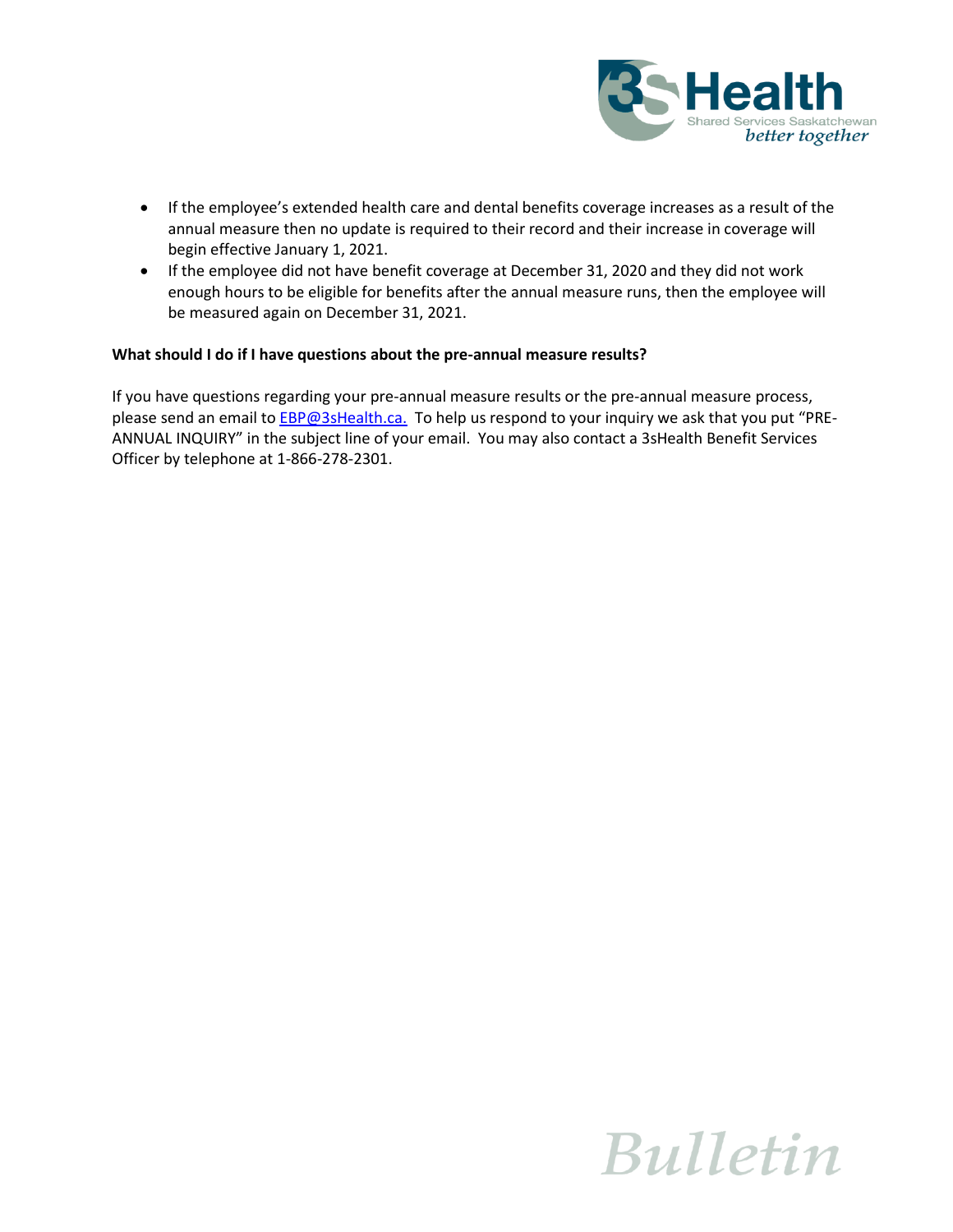- If the employee's extended health care and dental benefits coverage increases as a result of the annual measure then no update is required to their record and their increase in coverage will begin effective January 1, 2021.
- If the employee did not have benefit coverage at December 31, 2020 and they did not work enough hours to be eligible for benefits after the annual measure runs, then the employee will be measured again on December 31, 2021.

**What should I do if I have questions about the pre-annual measure results?**

If you have questions regarding your pre-annual measure results or the pre-annual measure process, please send an email to EBP@3sHealth.ca. To help us respond to your inquiry we ask that you put "PRE-ANNUAL INQUIRY" in the subject line of your email. You may also contact a 3sHealth Benefit Services Officer by telephone at 1-866-278-2301.